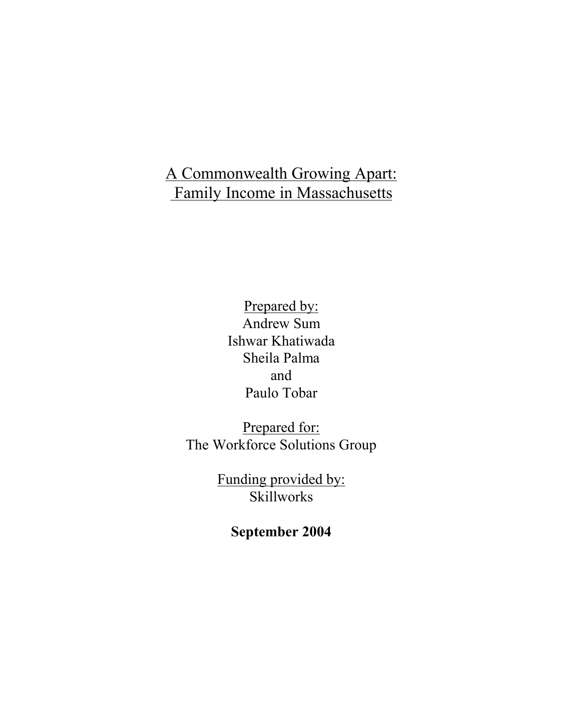# A Commonwealth Growing Apart: Family Income in Massachusetts

Prepared by:
Andrew Sum
Ishwar Khatiwada
Sheila Palma
and
Paulo Tobar

Prepared for:
The Workforce Solutions Group

Funding provided by:
Skillworks

**September 2004**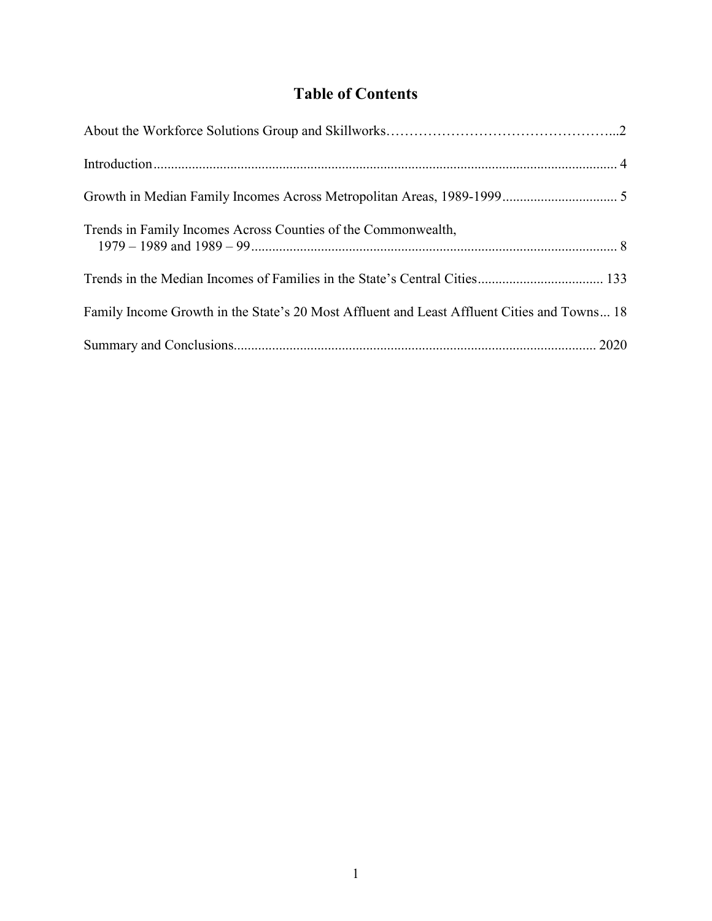# Table of Contents

About the Workforce Solutions Group and Skillworks……………………………………………...2

Introduction.................................................................................................................................... 4

Growth in Median Family Incomes Across Metropolitan Areas, 1989-1999................................. 5

Trends in Family Incomes Across Counties of the Commonwealth,
1979 – 1989 and 1989 – 99......................................................................................................... 8

Trends in the Median Incomes of Families in the State's Central Cities.................................... 133

Family Income Growth in the State's 20 Most Affluent and Least Affluent Cities and Towns... 18

Summary and Conclusions....................................................................................................... 2020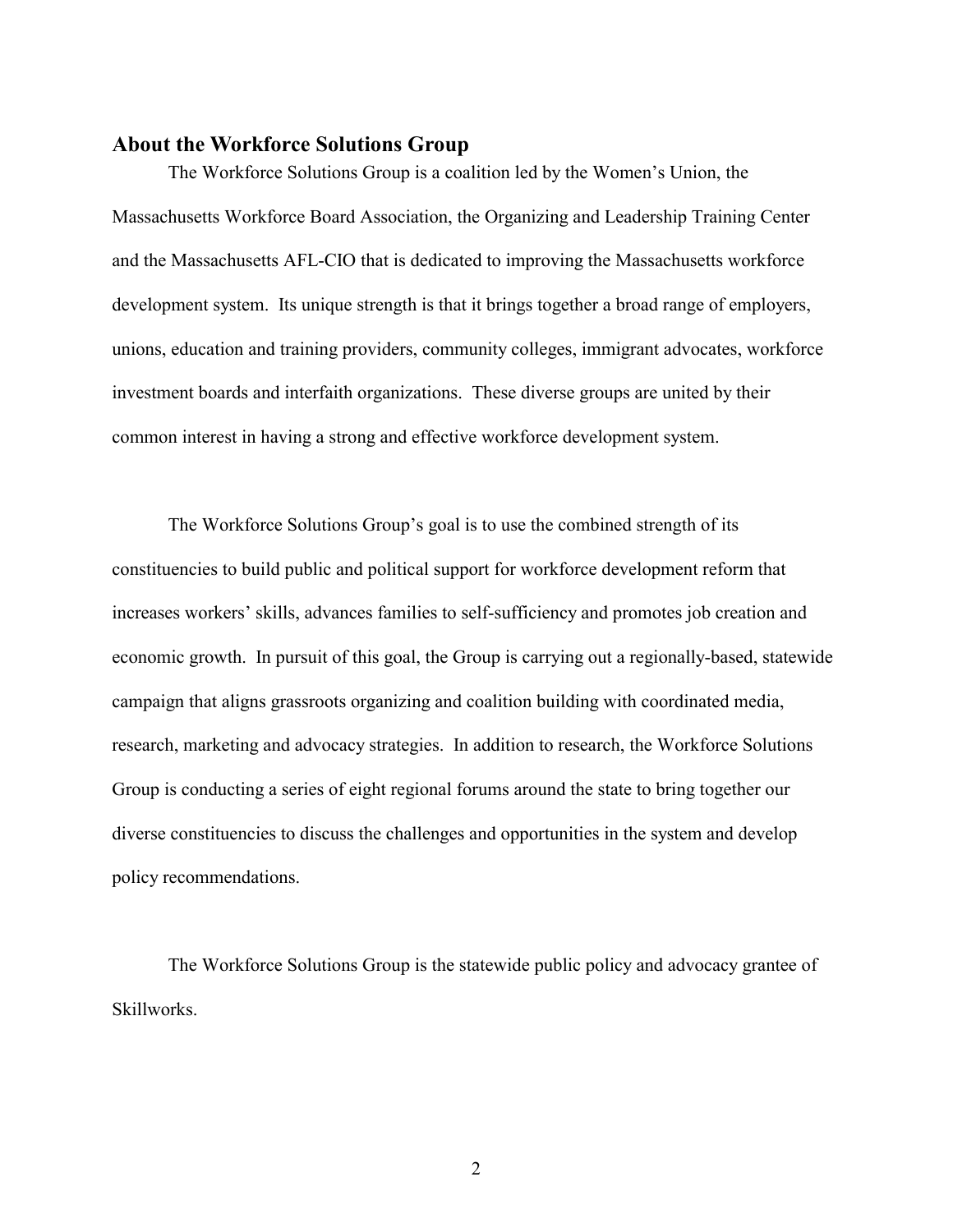## About the Workforce Solutions Group

The Workforce Solutions Group is a coalition led by the Women's Union, the Massachusetts Workforce Board Association, the Organizing and Leadership Training Center and the Massachusetts AFL-CIO that is dedicated to improving the Massachusetts workforce development system. Its unique strength is that it brings together a broad range of employers, unions, education and training providers, community colleges, immigrant advocates, workforce investment boards and interfaith organizations. These diverse groups are united by their common interest in having a strong and effective workforce development system.

The Workforce Solutions Group's goal is to use the combined strength of its constituencies to build public and political support for workforce development reform that increases workers' skills, advances families to self-sufficiency and promotes job creation and economic growth. In pursuit of this goal, the Group is carrying out a regionally-based, statewide campaign that aligns grassroots organizing and coalition building with coordinated media, research, marketing and advocacy strategies. In addition to research, the Workforce Solutions Group is conducting a series of eight regional forums around the state to bring together our diverse constituencies to discuss the challenges and opportunities in the system and develop policy recommendations.

The Workforce Solutions Group is the statewide public policy and advocacy grantee of Skillworks.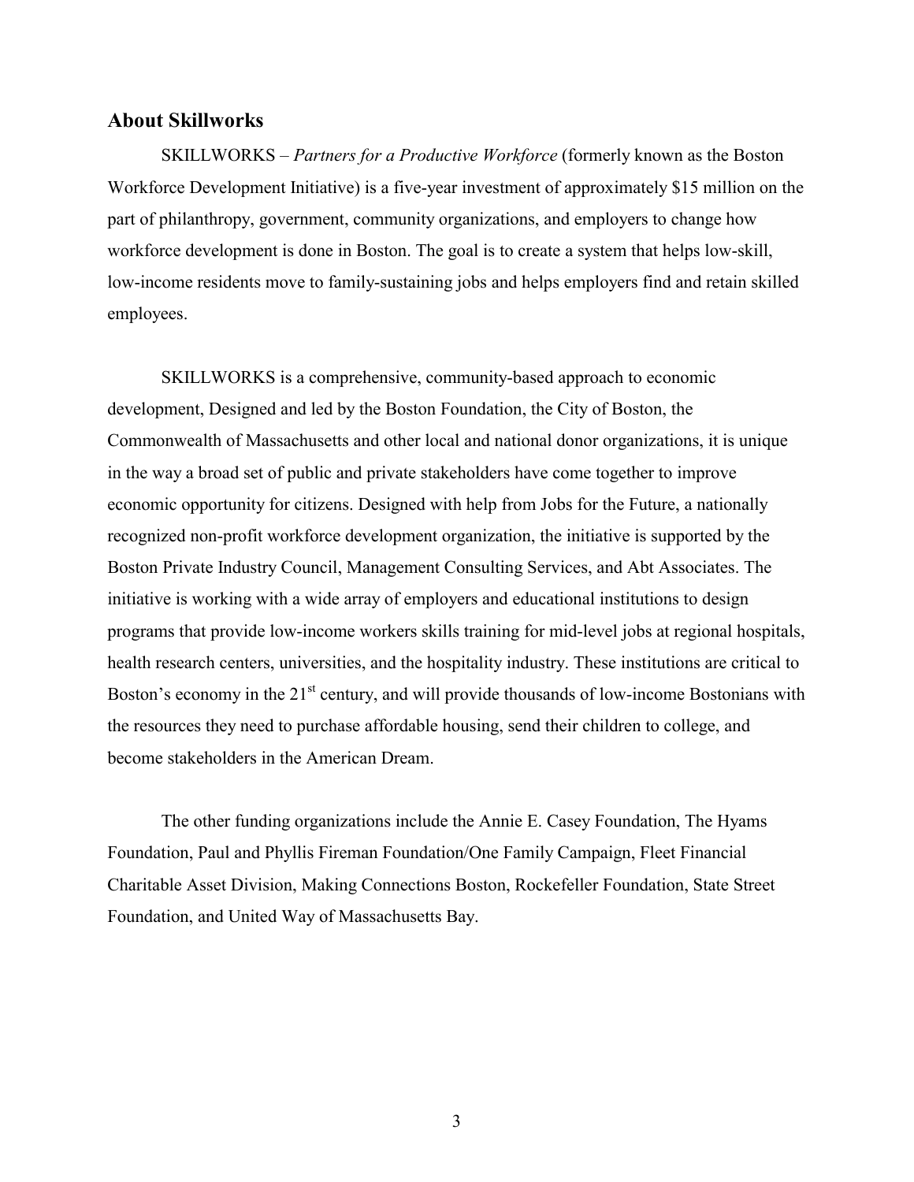## About Skillworks

SKILLWORKS – *Partners for a Productive Workforce* (formerly known as the Boston Workforce Development Initiative) is a five-year investment of approximately $15 million on the part of philanthropy, government, community organizations, and employers to change how workforce development is done in Boston. The goal is to create a system that helps low-skill, low-income residents move to family-sustaining jobs and helps employers find and retain skilled employees.

SKILLWORKS is a comprehensive, community-based approach to economic development, Designed and led by the Boston Foundation, the City of Boston, the Commonwealth of Massachusetts and other local and national donor organizations, it is unique in the way a broad set of public and private stakeholders have come together to improve economic opportunity for citizens. Designed with help from Jobs for the Future, a nationally recognized non-profit workforce development organization, the initiative is supported by the Boston Private Industry Council, Management Consulting Services, and Abt Associates. The initiative is working with a wide array of employers and educational institutions to design programs that provide low-income workers skills training for mid-level jobs at regional hospitals, health research centers, universities, and the hospitality industry. These institutions are critical to Boston's economy in the 21st century, and will provide thousands of low-income Bostonians with the resources they need to purchase affordable housing, send their children to college, and become stakeholders in the American Dream.

The other funding organizations include the Annie E. Casey Foundation, The Hyams Foundation, Paul and Phyllis Fireman Foundation/One Family Campaign, Fleet Financial Charitable Asset Division, Making Connections Boston, Rockefeller Foundation, State Street Foundation, and United Way of Massachusetts Bay.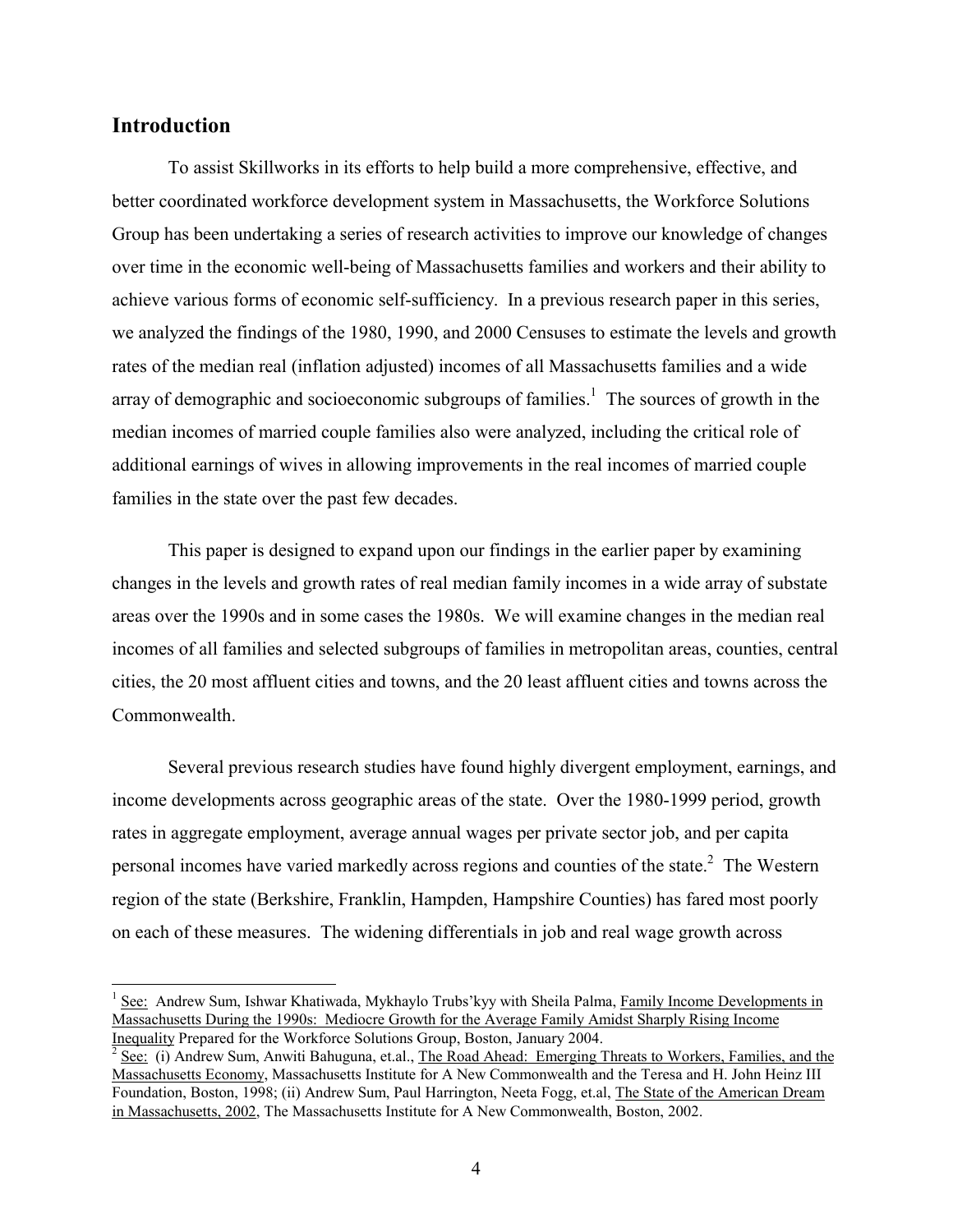## Introduction

To assist Skillworks in its efforts to help build a more comprehensive, effective, and better coordinated workforce development system in Massachusetts, the Workforce Solutions Group has been undertaking a series of research activities to improve our knowledge of changes over time in the economic well-being of Massachusetts families and workers and their ability to achieve various forms of economic self-sufficiency. In a previous research paper in this series, we analyzed the findings of the 1980, 1990, and 2000 Censuses to estimate the levels and growth rates of the median real (inflation adjusted) incomes of all Massachusetts families and a wide array of demographic and socioeconomic subgroups of families.[1] The sources of growth in the median incomes of married couple families also were analyzed, including the critical role of additional earnings of wives in allowing improvements in the real incomes of married couple families in the state over the past few decades.

This paper is designed to expand upon our findings in the earlier paper by examining changes in the levels and growth rates of real median family incomes in a wide array of substate areas over the 1990s and in some cases the 1980s. We will examine changes in the median real incomes of all families and selected subgroups of families in metropolitan areas, counties, central cities, the 20 most affluent cities and towns, and the 20 least affluent cities and towns across the Commonwealth.

Several previous research studies have found highly divergent employment, earnings, and income developments across geographic areas of the state. Over the 1980-1999 period, growth rates in aggregate employment, average annual wages per private sector job, and per capita personal incomes have varied markedly across regions and counties of the state.[2] The Western region of the state (Berkshire, Franklin, Hampden, Hampshire Counties) has fared most poorly on each of these measures. The widening differentials in job and real wage growth across

---

[1] See: Andrew Sum, Ishwar Khatiwada, Mykhaylo Trubs'kyy with Sheila Palma, Family Income Developments in Massachusetts During the 1990s: Mediocre Growth for the Average Family Amidst Sharply Rising Income Inequality Prepared for the Workforce Solutions Group, Boston, January 2004.

[2] See: (i) Andrew Sum, Anwiti Bahuguna, et.al., The Road Ahead: Emerging Threats to Workers, Families, and the Massachusetts Economy, Massachusetts Institute for A New Commonwealth and the Teresa and H. John Heinz III Foundation, Boston, 1998; (ii) Andrew Sum, Paul Harrington, Neeta Fogg, et.al, The State of the American Dream in Massachusetts, 2002, The Massachusetts Institute for A New Commonwealth, Boston, 2002.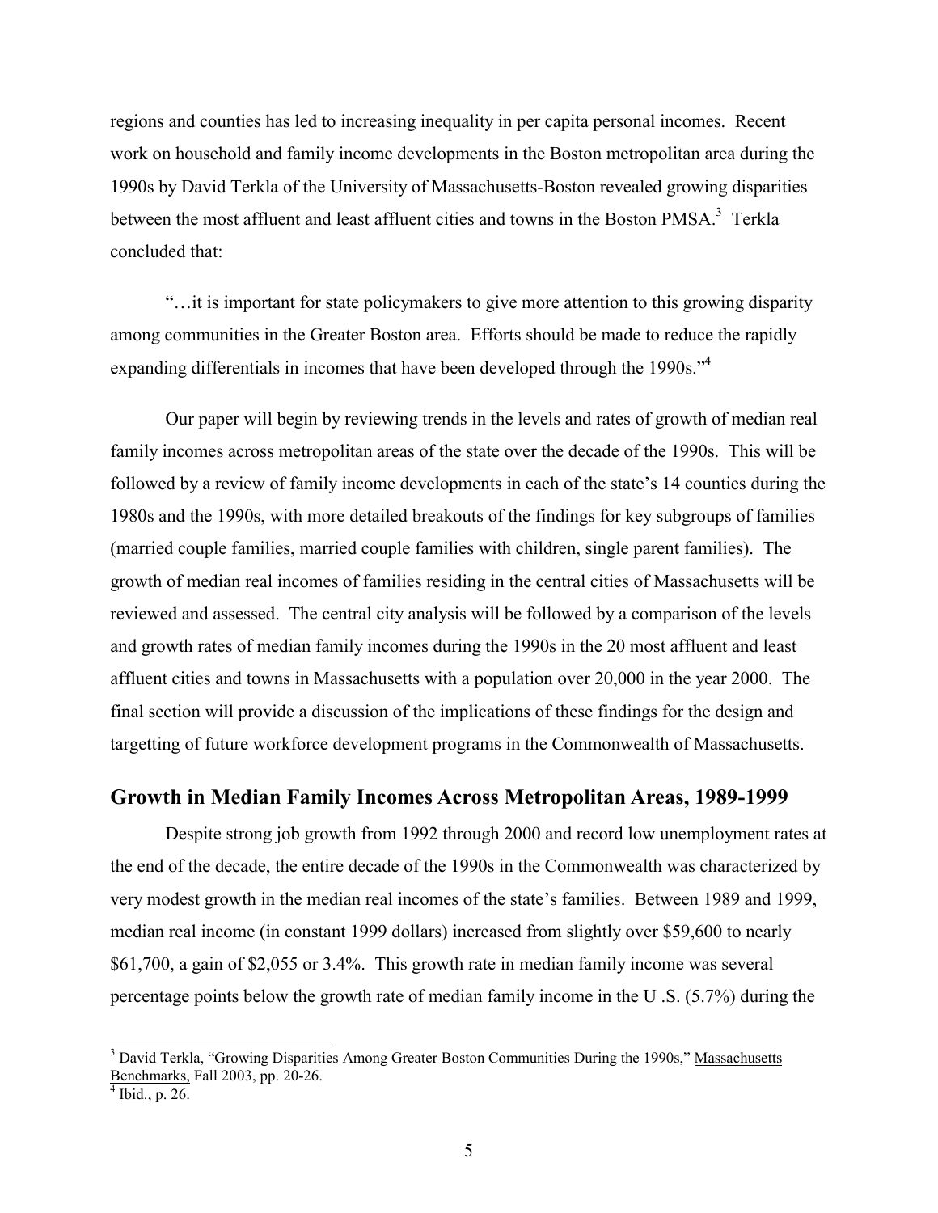regions and counties has led to increasing inequality in per capita personal incomes. Recent work on household and family income developments in the Boston metropolitan area during the 1990s by David Terkla of the University of Massachusetts-Boston revealed growing disparities between the most affluent and least affluent cities and towns in the Boston PMSA.[3] Terkla concluded that:

"…it is important for state policymakers to give more attention to this growing disparity among communities in the Greater Boston area. Efforts should be made to reduce the rapidly expanding differentials in incomes that have been developed through the 1990s."[4]

Our paper will begin by reviewing trends in the levels and rates of growth of median real family incomes across metropolitan areas of the state over the decade of the 1990s. This will be followed by a review of family income developments in each of the state's 14 counties during the 1980s and the 1990s, with more detailed breakouts of the findings for key subgroups of families (married couple families, married couple families with children, single parent families). The growth of median real incomes of families residing in the central cities of Massachusetts will be reviewed and assessed. The central city analysis will be followed by a comparison of the levels and growth rates of median family incomes during the 1990s in the 20 most affluent and least affluent cities and towns in Massachusetts with a population over 20,000 in the year 2000. The final section will provide a discussion of the implications of these findings for the design and targetting of future workforce development programs in the Commonwealth of Massachusetts.

## Growth in Median Family Incomes Across Metropolitan Areas, 1989-1999

Despite strong job growth from 1992 through 2000 and record low unemployment rates at the end of the decade, the entire decade of the 1990s in the Commonwealth was characterized by very modest growth in the median real incomes of the state's families. Between 1989 and 1999, median real income (in constant 1999 dollars) increased from slightly over $59,600 to nearly $61,700, a gain of $2,055 or 3.4%. This growth rate in median family income was several percentage points below the growth rate of median family income in the U .S. (5.7%) during the

---

[3] David Terkla, "Growing Disparities Among Greater Boston Communities During the 1990s," Massachusetts Benchmarks, Fall 2003, pp. 20-26.

[4] Ibid., p. 26.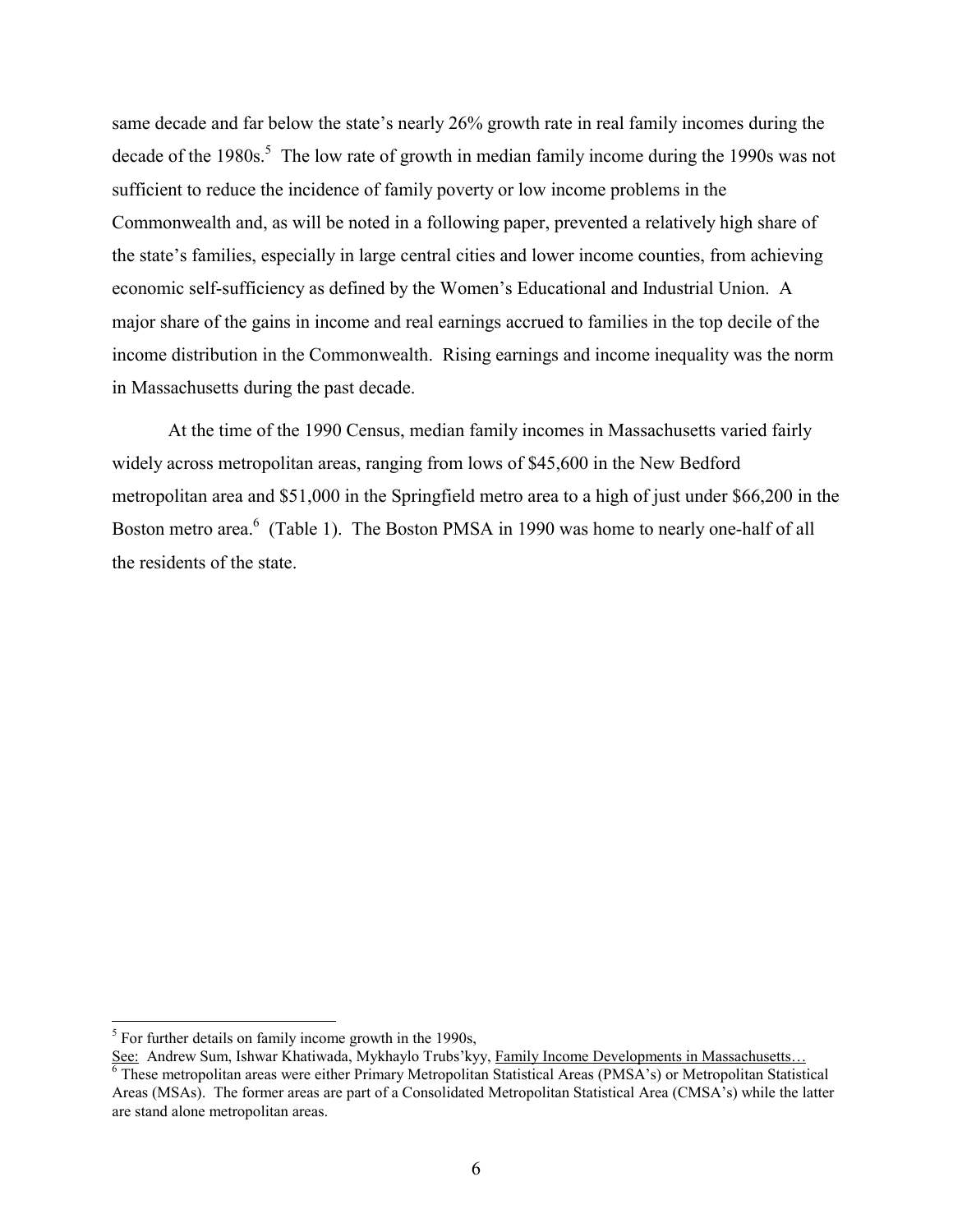same decade and far below the state's nearly 26% growth rate in real family incomes during the decade of the 1980s.[5] The low rate of growth in median family income during the 1990s was not sufficient to reduce the incidence of family poverty or low income problems in the Commonwealth and, as will be noted in a following paper, prevented a relatively high share of the state's families, especially in large central cities and lower income counties, from achieving economic self-sufficiency as defined by the Women's Educational and Industrial Union. A major share of the gains in income and real earnings accrued to families in the top decile of the income distribution in the Commonwealth. Rising earnings and income inequality was the norm in Massachusetts during the past decade.

At the time of the 1990 Census, median family incomes in Massachusetts varied fairly widely across metropolitan areas, ranging from lows of $45,600 in the New Bedford metropolitan area and $51,000 in the Springfield metro area to a high of just under $66,200 in the Boston metro area.[6] (Table 1). The Boston PMSA in 1990 was home to nearly one-half of all the residents of the state.

---

[5] For further details on family income growth in the 1990s,
See: Andrew Sum, Ishwar Khatiwada, Mykhaylo Trubs'kyy, Family Income Developments in Massachusetts…

[6] These metropolitan areas were either Primary Metropolitan Statistical Areas (PMSA's) or Metropolitan Statistical Areas (MSAs). The former areas are part of a Consolidated Metropolitan Statistical Area (CMSA's) while the latter are stand alone metropolitan areas.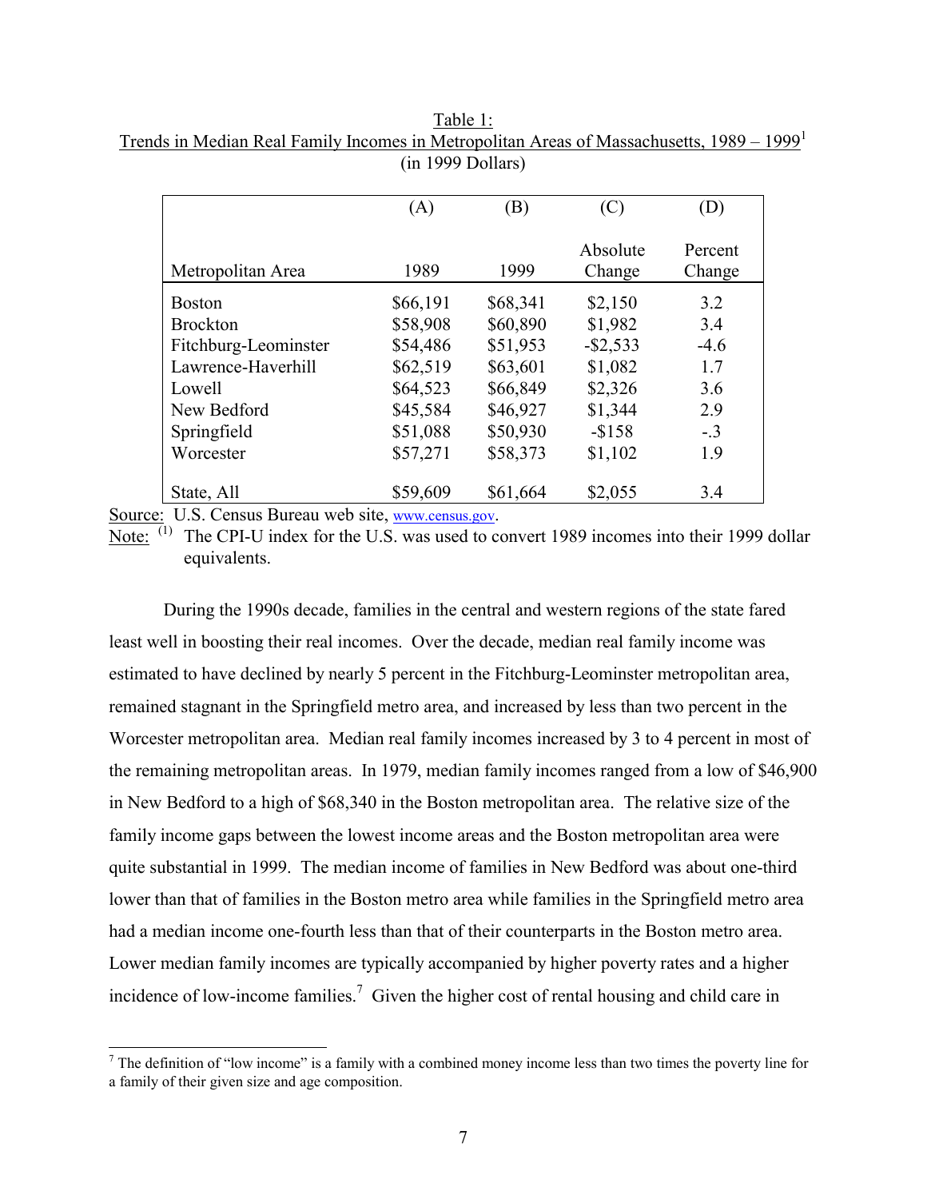Table 1:
Trends in Median Real Family Incomes in Metropolitan Areas of Massachusetts, 1989 – 1999[1]
(in 1999 Dollars)

| | (A) | (B) | (C) | (D) |
|---|---|---|---|---|
| Metropolitan Area | 1989 | 1999 | Absolute Change | Percent Change |
| Boston | $66,191 | $68,341 | $2,150 | 3.2 |
| Brockton | $58,908 | $60,890 | $1,982 | 3.4 |
| Fitchburg-Leominster | $54,486 | $51,953 | -$2,533 | -4.6 |
| Lawrence-Haverhill | $62,519 | $63,601 | $1,082 | 1.7 |
| Lowell | $64,523 | $66,849 | $2,326 | 3.6 |
| New Bedford | $45,584 | $46,927 | $1,344 | 2.9 |
| Springfield | $51,088 | $50,930 | -$158 | -.3 |
| Worcester | $57,271 | $58,373 | $1,102 | 1.9 |
| State, All | $59,609 | $61,664 | $2,055 | 3.4 |

Source: U.S. Census Bureau web site, www.census.gov.

Note: (1) The CPI-U index for the U.S. was used to convert 1989 incomes into their 1999 dollar equivalents.

During the 1990s decade, families in the central and western regions of the state fared least well in boosting their real incomes. Over the decade, median real family income was estimated to have declined by nearly 5 percent in the Fitchburg-Leominster metropolitan area, remained stagnant in the Springfield metro area, and increased by less than two percent in the Worcester metropolitan area. Median real family incomes increased by 3 to 4 percent in most of the remaining metropolitan areas. In 1979, median family incomes ranged from a low of $46,900 in New Bedford to a high of $68,340 in the Boston metropolitan area. The relative size of the family income gaps between the lowest income areas and the Boston metropolitan area were quite substantial in 1999. The median income of families in New Bedford was about one-third lower than that of families in the Boston metro area while families in the Springfield metro area had a median income one-fourth less than that of their counterparts in the Boston metro area. Lower median family incomes are typically accompanied by higher poverty rates and a higher incidence of low-income families.[7] Given the higher cost of rental housing and child care in

[7] The definition of "low income" is a family with a combined money income less than two times the poverty line for a family of their given size and age composition.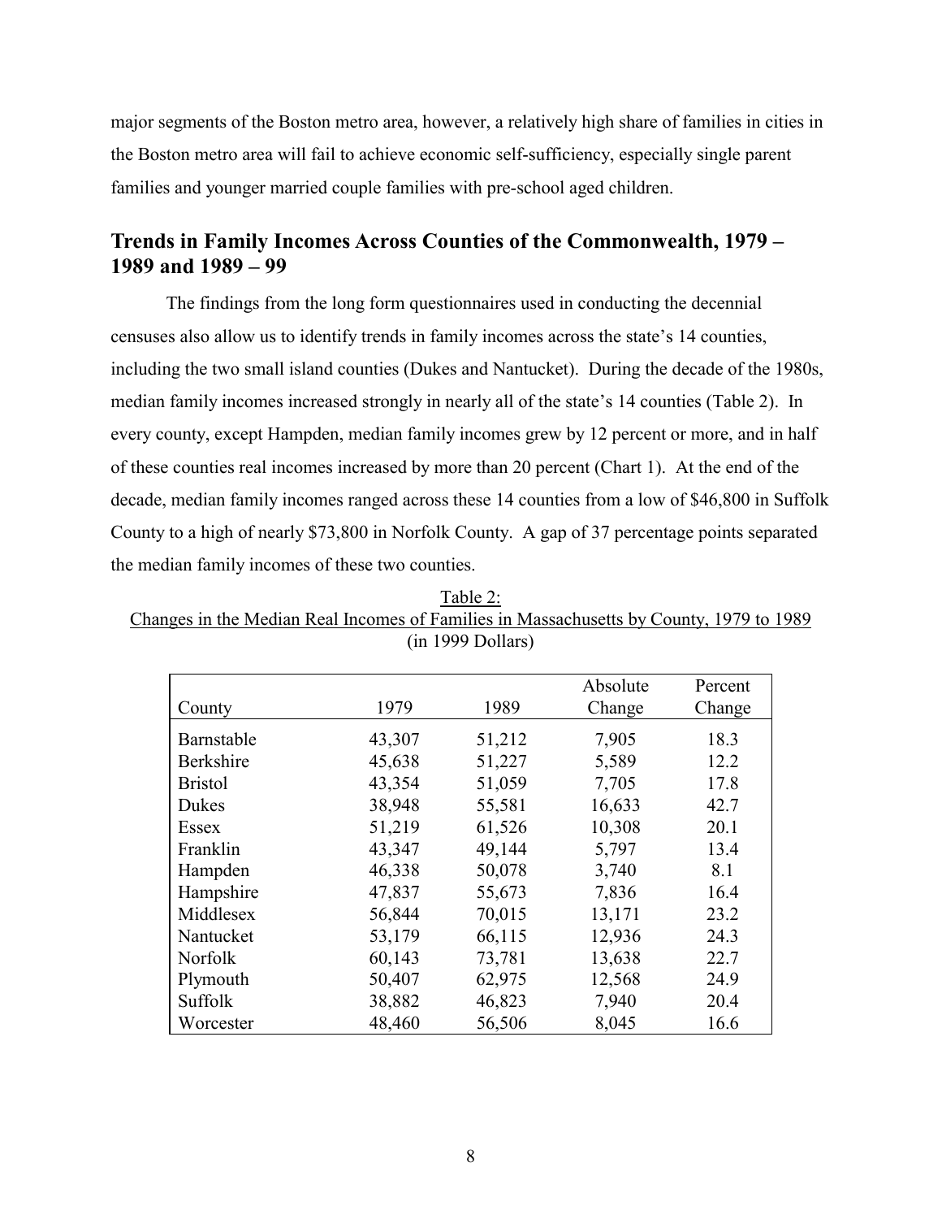major segments of the Boston metro area, however, a relatively high share of families in cities in the Boston metro area will fail to achieve economic self-sufficiency, especially single parent families and younger married couple families with pre-school aged children.

## Trends in Family Incomes Across Counties of the Commonwealth, 1979 – 1989 and 1989 – 99

The findings from the long form questionnaires used in conducting the decennial censuses also allow us to identify trends in family incomes across the state's 14 counties, including the two small island counties (Dukes and Nantucket). During the decade of the 1980s, median family incomes increased strongly in nearly all of the state's 14 counties (Table 2). In every county, except Hampden, median family incomes grew by 12 percent or more, and in half of these counties real incomes increased by more than 20 percent (Chart 1). At the end of the decade, median family incomes ranged across these 14 counties from a low of $46,800 in Suffolk County to a high of nearly $73,800 in Norfolk County. A gap of 37 percentage points separated the median family incomes of these two counties.

Table 2:
Changes in the Median Real Incomes of Families in Massachusetts by County, 1979 to 1989
(in 1999 Dollars)

| County | 1979 | 1989 | Absolute Change | Percent Change |
|---|---|---|---|---|
| Barnstable | 43,307 | 51,212 | 7,905 | 18.3 |
| Berkshire | 45,638 | 51,227 | 5,589 | 12.2 |
| Bristol | 43,354 | 51,059 | 7,705 | 17.8 |
| Dukes | 38,948 | 55,581 | 16,633 | 42.7 |
| Essex | 51,219 | 61,526 | 10,308 | 20.1 |
| Franklin | 43,347 | 49,144 | 5,797 | 13.4 |
| Hampden | 46,338 | 50,078 | 3,740 | 8.1 |
| Hampshire | 47,837 | 55,673 | 7,836 | 16.4 |
| Middlesex | 56,844 | 70,015 | 13,171 | 23.2 |
| Nantucket | 53,179 | 66,115 | 12,936 | 24.3 |
| Norfolk | 60,143 | 73,781 | 13,638 | 22.7 |
| Plymouth | 50,407 | 62,975 | 12,568 | 24.9 |
| Suffolk | 38,882 | 46,823 | 7,940 | 20.4 |
| Worcester | 48,460 | 56,506 | 8,045 | 16.6 |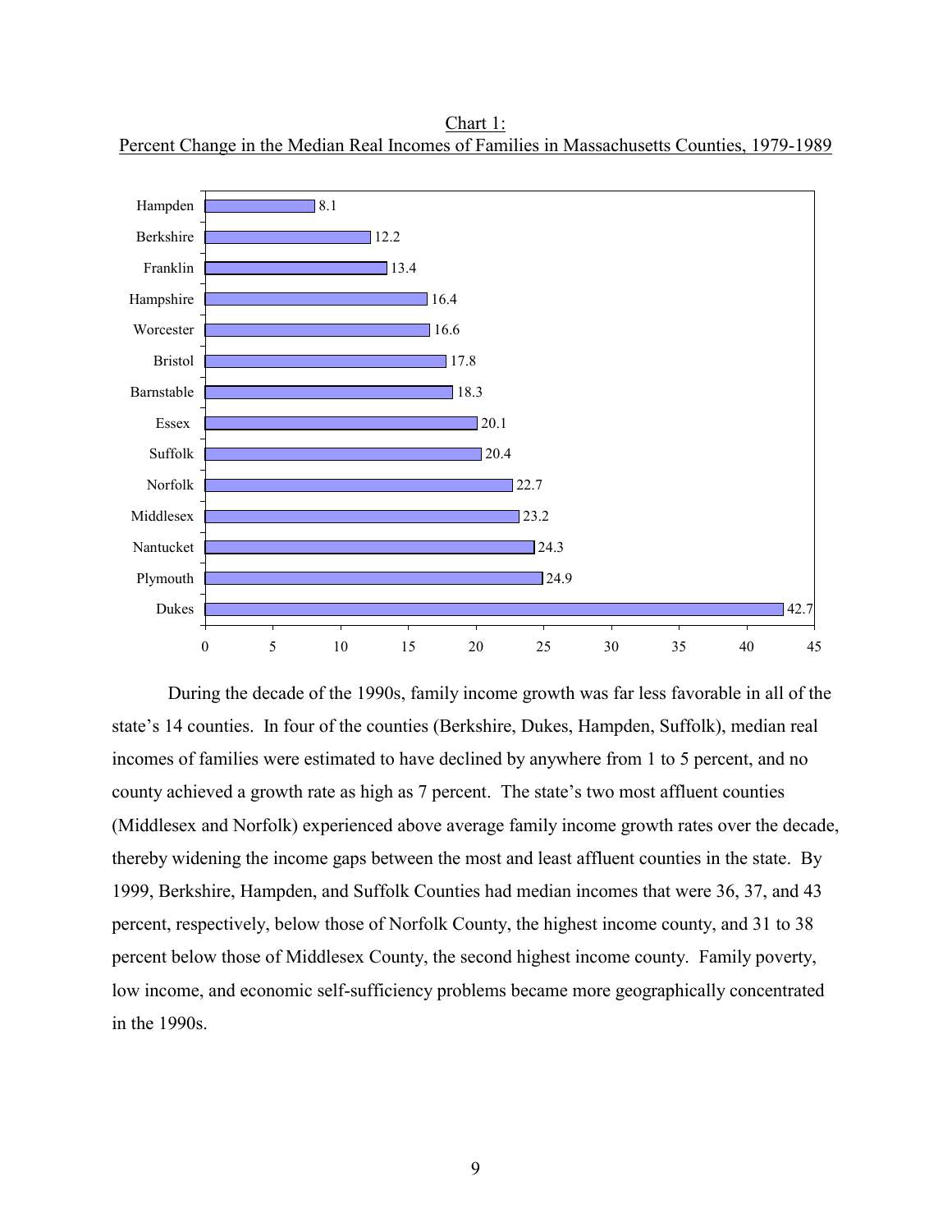Chart 1:
Percent Change in the Median Real Incomes of Families in Massachusetts Counties, 1979-1989

| County | Percent Change |
|---|---|
| Hampden | 8.1 |
| Berkshire | 12.2 |
| Franklin | 13.4 |
| Hampshire | 16.4 |
| Worcester | 16.6 |
| Bristol | 17.8 |
| Barnstable | 18.3 |
| Essex | 20.1 |
| Suffolk | 20.4 |
| Norfolk | 22.7 |
| Middlesex | 23.2 |
| Nantucket | 24.3 |
| Plymouth | 24.9 |
| Dukes | 42.7 |

During the decade of the 1990s, family income growth was far less favorable in all of the state's 14 counties. In four of the counties (Berkshire, Dukes, Hampden, Suffolk), median real incomes of families were estimated to have declined by anywhere from 1 to 5 percent, and no county achieved a growth rate as high as 7 percent. The state's two most affluent counties (Middlesex and Norfolk) experienced above average family income growth rates over the decade, thereby widening the income gaps between the most and least affluent counties in the state. By 1999, Berkshire, Hampden, and Suffolk Counties had median incomes that were 36, 37, and 43 percent, respectively, below those of Norfolk County, the highest income county, and 31 to 38 percent below those of Middlesex County, the second highest income county. Family poverty, low income, and economic self-sufficiency problems became more geographically concentrated in the 1990s.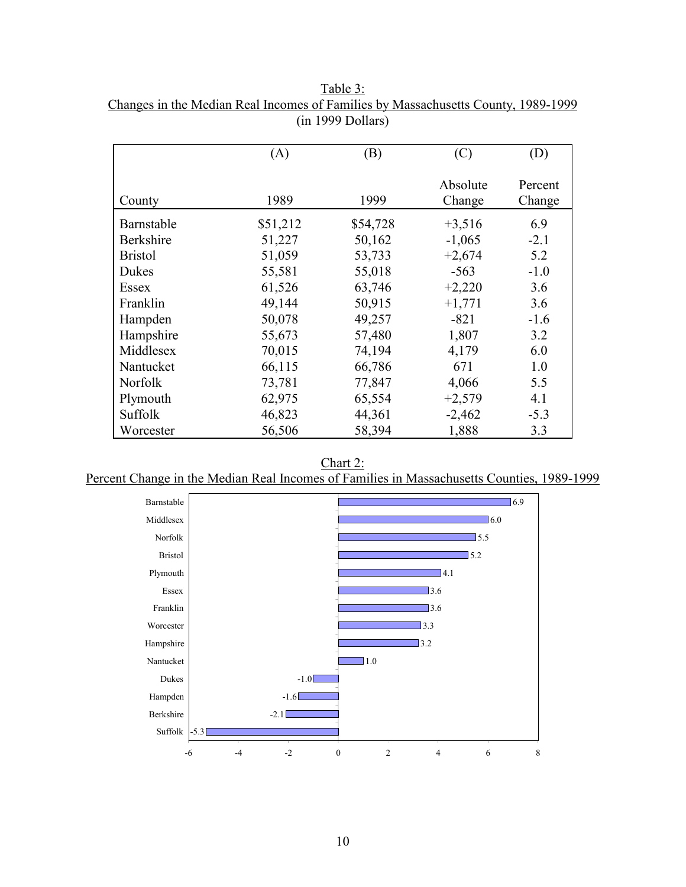Table 3:
Changes in the Median Real Incomes of Families by Massachusetts County, 1989-1999
(in 1999 Dollars)

| County | (A) 1989 | (B) 1999 | (C) Absolute Change | (D) Percent Change |
|---|---|---|---|---|
| Barnstable | $51,212 | $54,728 | +3,516 | 6.9 |
| Berkshire | 51,227 | 50,162 | -1,065 | -2.1 |
| Bristol | 51,059 | 53,733 | +2,674 | 5.2 |
| Dukes | 55,581 | 55,018 | -563 | -1.0 |
| Essex | 61,526 | 63,746 | +2,220 | 3.6 |
| Franklin | 49,144 | 50,915 | +1,771 | 3.6 |
| Hampden | 50,078 | 49,257 | -821 | -1.6 |
| Hampshire | 55,673 | 57,480 | 1,807 | 3.2 |
| Middlesex | 70,015 | 74,194 | 4,179 | 6.0 |
| Nantucket | 66,115 | 66,786 | 671 | 1.0 |
| Norfolk | 73,781 | 77,847 | 4,066 | 5.5 |
| Plymouth | 62,975 | 65,554 | +2,579 | 4.1 |
| Suffolk | 46,823 | 44,361 | -2,462 | -5.3 |
| Worcester | 56,506 | 58,394 | 1,888 | 3.3 |

Chart 2:
Percent Change in the Median Real Incomes of Families in Massachusetts Counties, 1989-1999

| County | Percent Change |
|---|---|
| Barnstable | 6.9 |
| Middlesex | 6.0 |
| Norfolk | 5.5 |
| Bristol | 5.2 |
| Plymouth | 4.1 |
| Essex | 3.6 |
| Franklin | 3.6 |
| Worcester | 3.3 |
| Hampshire | 3.2 |
| Nantucket | 1.0 |
| Dukes | -1.0 |
| Hampden | -1.6 |
| Berkshire | -2.1 |
| Suffolk | -5.3 |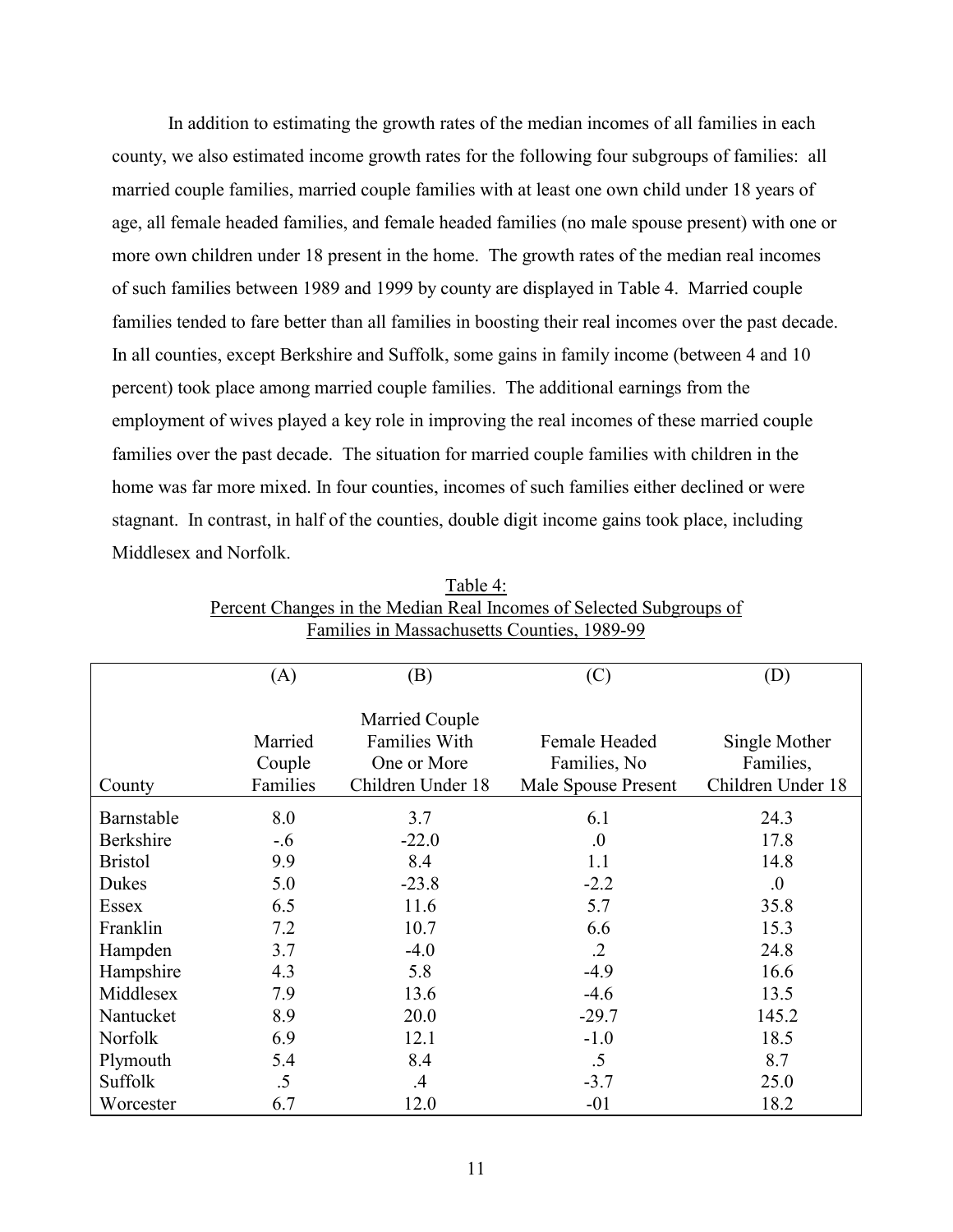In addition to estimating the growth rates of the median incomes of all families in each county, we also estimated income growth rates for the following four subgroups of families: all married couple families, married couple families with at least one own child under 18 years of age, all female headed families, and female headed families (no male spouse present) with one or more own children under 18 present in the home. The growth rates of the median real incomes of such families between 1989 and 1999 by county are displayed in Table 4. Married couple families tended to fare better than all families in boosting their real incomes over the past decade. In all counties, except Berkshire and Suffolk, some gains in family income (between 4 and 10 percent) took place among married couple families. The additional earnings from the employment of wives played a key role in improving the real incomes of these married couple families over the past decade. The situation for married couple families with children in the home was far more mixed. In four counties, incomes of such families either declined or were stagnant. In contrast, in half of the counties, double digit income gains took place, including Middlesex and Norfolk.

Table 4:
Percent Changes in the Median Real Incomes of Selected Subgroups of Families in Massachusetts Counties, 1989-99

| | (A) | (B) | (C) | (D) |
|---|---|---|---|---|
| County | Married Couple Families | Married Couple Families With One or More Children Under 18 | Female Headed Families, No Male Spouse Present | Single Mother Families, Children Under 18 |
| Barnstable | 8.0 | 3.7 | 6.1 | 24.3 |
| Berkshire | -.6 | -22.0 | .0 | 17.8 |
| Bristol | 9.9 | 8.4 | 1.1 | 14.8 |
| Dukes | 5.0 | -23.8 | -2.2 | .0 |
| Essex | 6.5 | 11.6 | 5.7 | 35.8 |
| Franklin | 7.2 | 10.7 | 6.6 | 15.3 |
| Hampden | 3.7 | -4.0 | .2 | 24.8 |
| Hampshire | 4.3 | 5.8 | -4.9 | 16.6 |
| Middlesex | 7.9 | 13.6 | -4.6 | 13.5 |
| Nantucket | 8.9 | 20.0 | -29.7 | 145.2 |
| Norfolk | 6.9 | 12.1 | -1.0 | 18.5 |
| Plymouth | 5.4 | 8.4 | .5 | 8.7 |
| Suffolk | .5 | .4 | -3.7 | 25.0 |
| Worcester | 6.7 | 12.0 | -01 | 18.2 |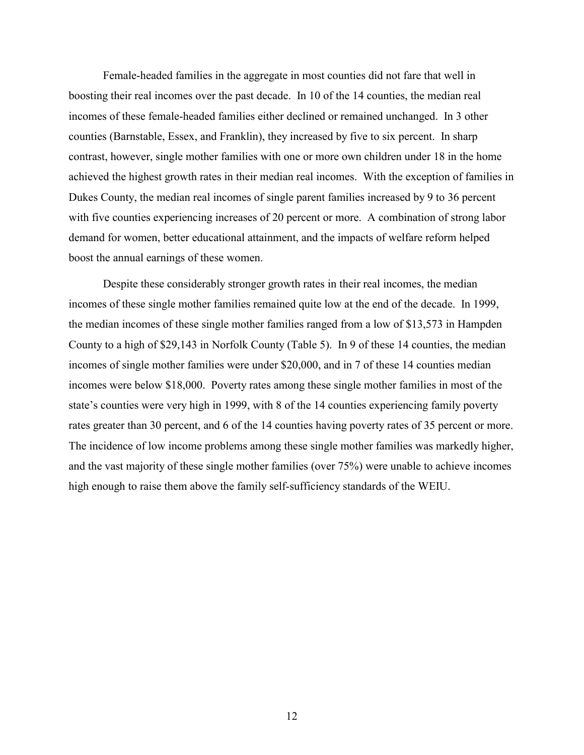Female-headed families in the aggregate in most counties did not fare that well in boosting their real incomes over the past decade. In 10 of the 14 counties, the median real incomes of these female-headed families either declined or remained unchanged. In 3 other counties (Barnstable, Essex, and Franklin), they increased by five to six percent. In sharp contrast, however, single mother families with one or more own children under 18 in the home achieved the highest growth rates in their median real incomes. With the exception of families in Dukes County, the median real incomes of single parent families increased by 9 to 36 percent with five counties experiencing increases of 20 percent or more. A combination of strong labor demand for women, better educational attainment, and the impacts of welfare reform helped boost the annual earnings of these women.

Despite these considerably stronger growth rates in their real incomes, the median incomes of these single mother families remained quite low at the end of the decade. In 1999, the median incomes of these single mother families ranged from a low of $13,573 in Hampden County to a high of $29,143 in Norfolk County (Table 5). In 9 of these 14 counties, the median incomes of single mother families were under $20,000, and in 7 of these 14 counties median incomes were below $18,000. Poverty rates among these single mother families in most of the state's counties were very high in 1999, with 8 of the 14 counties experiencing family poverty rates greater than 30 percent, and 6 of the 14 counties having poverty rates of 35 percent or more. The incidence of low income problems among these single mother families was markedly higher, and the vast majority of these single mother families (over 75%) were unable to achieve incomes high enough to raise them above the family self-sufficiency standards of the WEIU.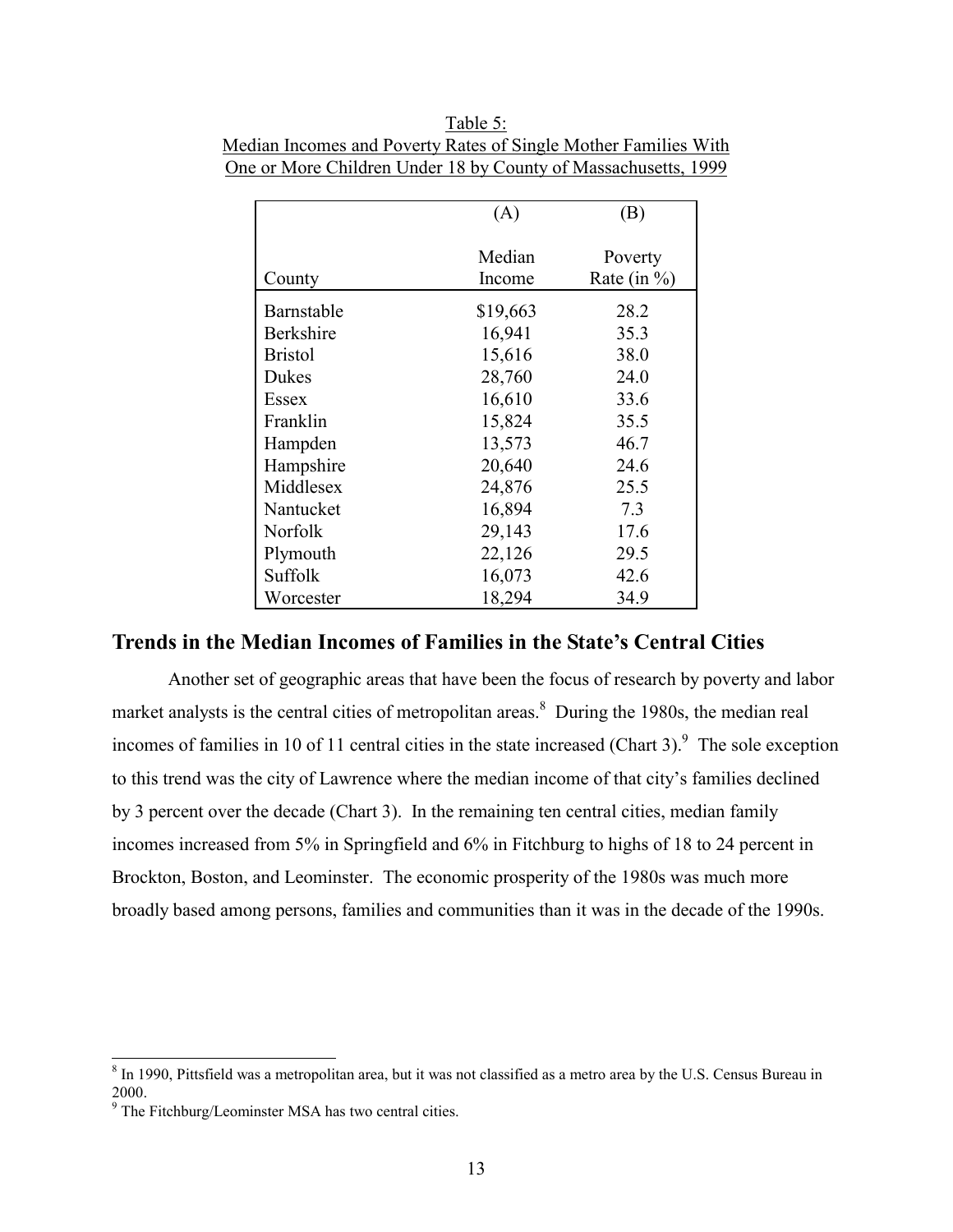Table 5:
Median Incomes and Poverty Rates of Single Mother Families With One or More Children Under 18 by County of Massachusetts, 1999

| County | (A)<br>Median Income | (B)<br>Poverty Rate (in %) |
|---|---|---|
| Barnstable | $19,663 | 28.2 |
| Berkshire | 16,941 | 35.3 |
| Bristol | 15,616 | 38.0 |
| Dukes | 28,760 | 24.0 |
| Essex | 16,610 | 33.6 |
| Franklin | 15,824 | 35.5 |
| Hampden | 13,573 | 46.7 |
| Hampshire | 20,640 | 24.6 |
| Middlesex | 24,876 | 25.5 |
| Nantucket | 16,894 | 7.3 |
| Norfolk | 29,143 | 17.6 |
| Plymouth | 22,126 | 29.5 |
| Suffolk | 16,073 | 42.6 |
| Worcester | 18,294 | 34.9 |

## Trends in the Median Incomes of Families in the State's Central Cities

Another set of geographic areas that have been the focus of research by poverty and labor market analysts is the central cities of metropolitan areas.[8] During the 1980s, the median real incomes of families in 10 of 11 central cities in the state increased (Chart 3).[9] The sole exception to this trend was the city of Lawrence where the median income of that city's families declined by 3 percent over the decade (Chart 3). In the remaining ten central cities, median family incomes increased from 5% in Springfield and 6% in Fitchburg to highs of 18 to 24 percent in Brockton, Boston, and Leominster. The economic prosperity of the 1980s was much more broadly based among persons, families and communities than it was in the decade of the 1990s.

[8] In 1990, Pittsfield was a metropolitan area, but it was not classified as a metro area by the U.S. Census Bureau in 2000.

[9] The Fitchburg/Leominster MSA has two central cities.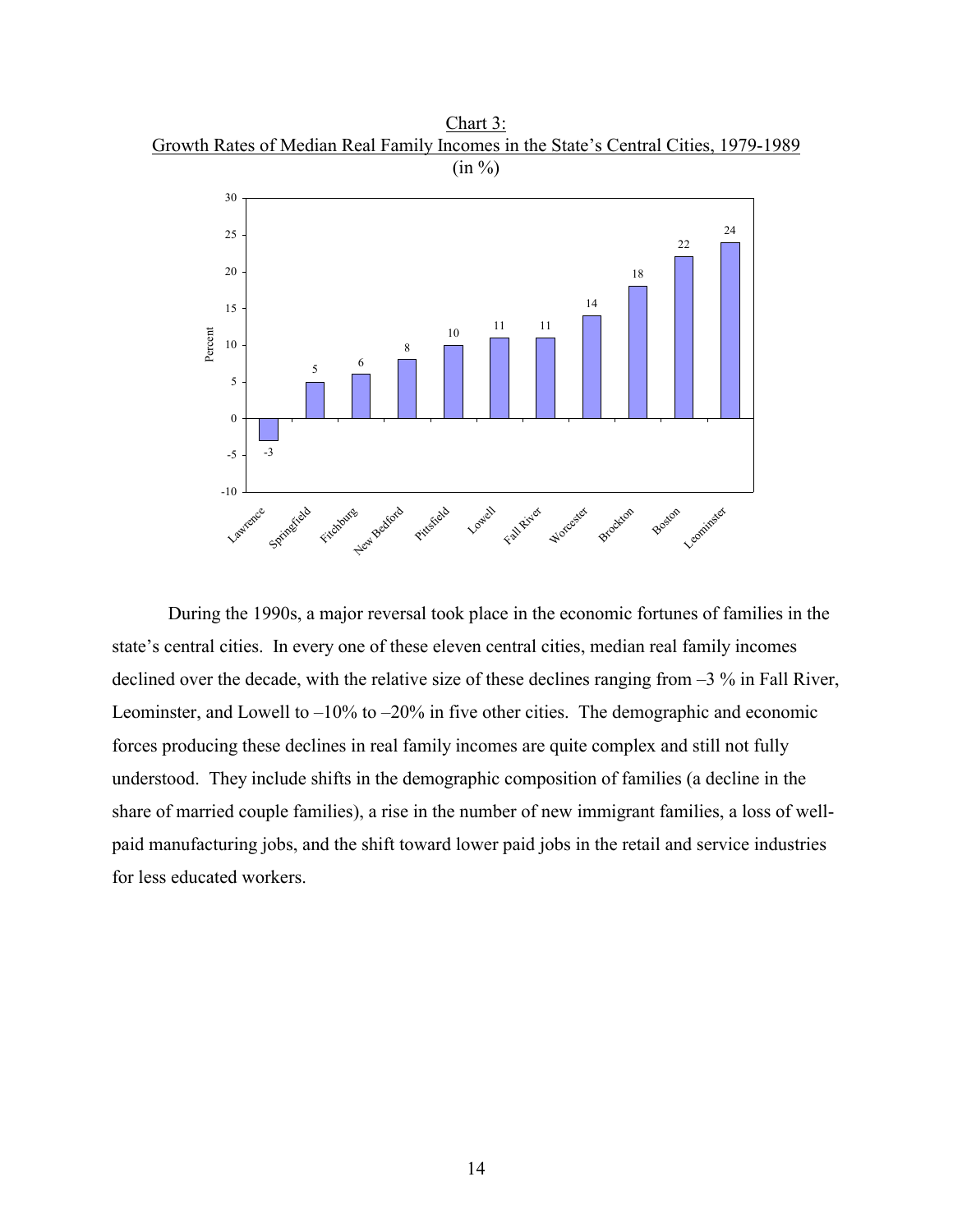Chart 3:
Growth Rates of Median Real Family Incomes in the State's Central Cities, 1979-1989
(in %)

| City | Percent |
|---|---|
| Lawrence | -3 |
| Springfield | 5 |
| Fitchburg | 6 |
| New Bedford | 8 |
| Pittsfield | 10 |
| Lowell | 11 |
| Fall River | 11 |
| Worcester | 14 |
| Brockton | 18 |
| Boston | 22 |
| Leominster | 24 |

During the 1990s, a major reversal took place in the economic fortunes of families in the state's central cities. In every one of these eleven central cities, median real family incomes declined over the decade, with the relative size of these declines ranging from –3 % in Fall River, Leominster, and Lowell to –10% to –20% in five other cities. The demographic and economic forces producing these declines in real family incomes are quite complex and still not fully understood. They include shifts in the demographic composition of families (a decline in the share of married couple families), a rise in the number of new immigrant families, a loss of well-paid manufacturing jobs, and the shift toward lower paid jobs in the retail and service industries for less educated workers.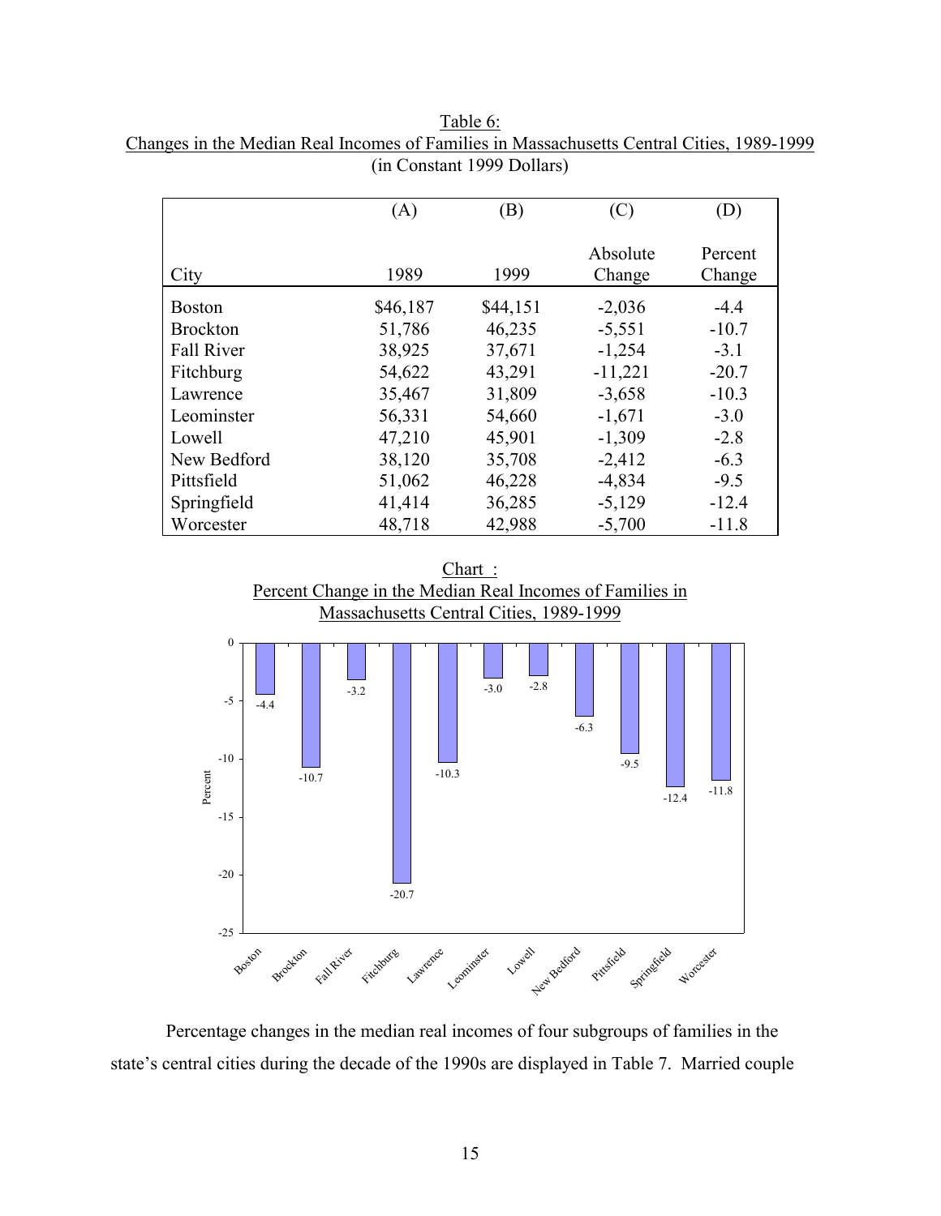Table 6:
Changes in the Median Real Incomes of Families in Massachusetts Central Cities, 1989-1999
(in Constant 1999 Dollars)

| City | (A) 1989 | (B) 1999 | (C) Absolute Change | (D) Percent Change |
|---|---|---|---|---|
| Boston | $46,187 | $44,151 | -2,036 | -4.4 |
| Brockton | 51,786 | 46,235 | -5,551 | -10.7 |
| Fall River | 38,925 | 37,671 | -1,254 | -3.1 |
| Fitchburg | 54,622 | 43,291 | -11,221 | -20.7 |
| Lawrence | 35,467 | 31,809 | -3,658 | -10.3 |
| Leominster | 56,331 | 54,660 | -1,671 | -3.0 |
| Lowell | 47,210 | 45,901 | -1,309 | -2.8 |
| New Bedford | 38,120 | 35,708 | -2,412 | -6.3 |
| Pittsfield | 51,062 | 46,228 | -4,834 | -9.5 |
| Springfield | 41,414 | 36,285 | -5,129 | -12.4 |
| Worcester | 48,718 | 42,988 | -5,700 | -11.8 |

Chart :
Percent Change in the Median Real Incomes of Families in Massachusetts Central Cities, 1989-1999

| City | Percent |
|---|---|
| Boston | -4.4 |
| Brockton | -10.7 |
| Fall River | -3.2 |
| Fitchburg | -20.7 |
| Lawrence | -10.3 |
| Leominster | -3.0 |
| Lowell | -2.8 |
| New Bedford | -6.3 |
| Pittsfield | -9.5 |
| Springfield | -12.4 |
| Worcester | -11.8 |

Percentage changes in the median real incomes of four subgroups of families in the state's central cities during the decade of the 1990s are displayed in Table 7. Married couple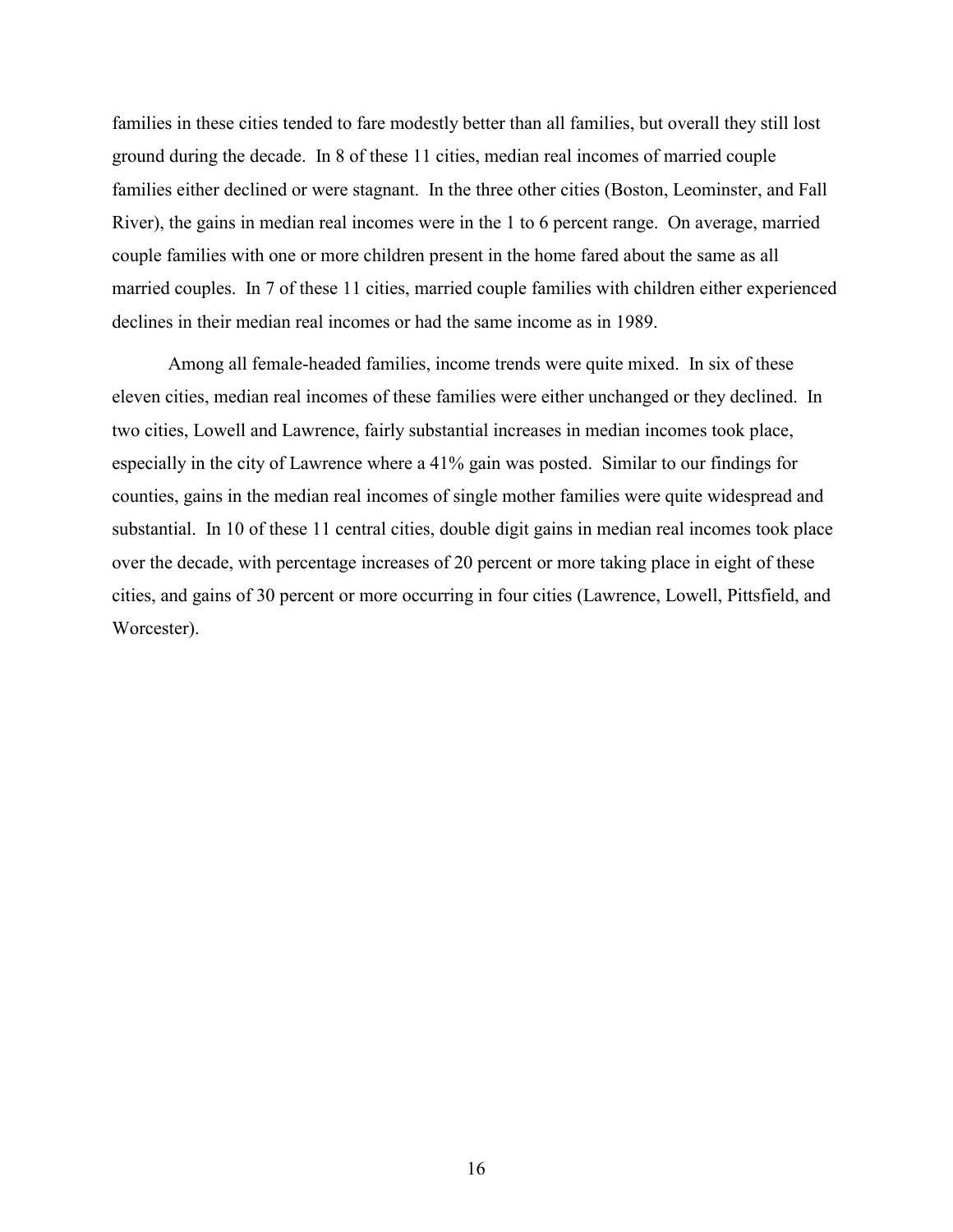families in these cities tended to fare modestly better than all families, but overall they still lost ground during the decade. In 8 of these 11 cities, median real incomes of married couple families either declined or were stagnant. In the three other cities (Boston, Leominster, and Fall River), the gains in median real incomes were in the 1 to 6 percent range. On average, married couple families with one or more children present in the home fared about the same as all married couples. In 7 of these 11 cities, married couple families with children either experienced declines in their median real incomes or had the same income as in 1989.

Among all female-headed families, income trends were quite mixed. In six of these eleven cities, median real incomes of these families were either unchanged or they declined. In two cities, Lowell and Lawrence, fairly substantial increases in median incomes took place, especially in the city of Lawrence where a 41% gain was posted. Similar to our findings for counties, gains in the median real incomes of single mother families were quite widespread and substantial. In 10 of these 11 central cities, double digit gains in median real incomes took place over the decade, with percentage increases of 20 percent or more taking place in eight of these cities, and gains of 30 percent or more occurring in four cities (Lawrence, Lowell, Pittsfield, and Worcester).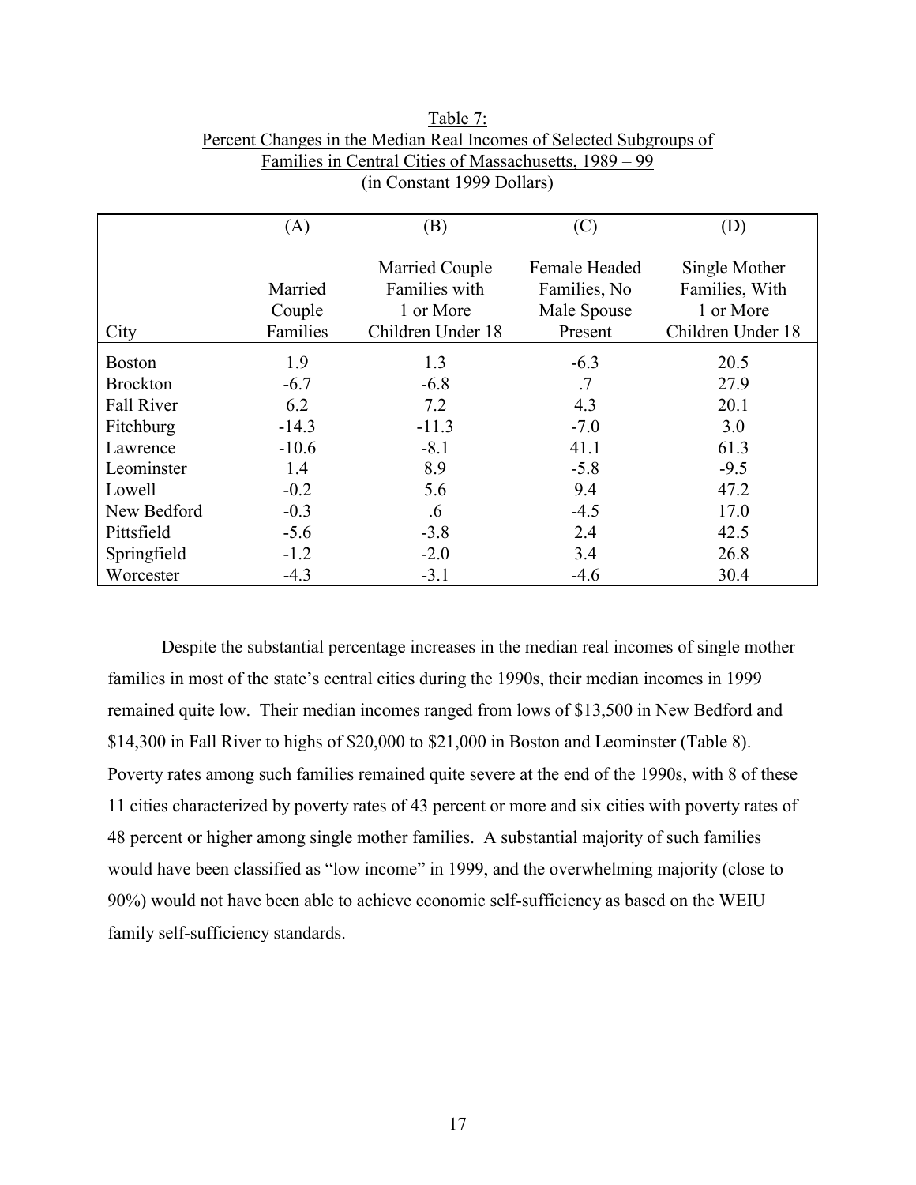Table 7:
Percent Changes in the Median Real Incomes of Selected Subgroups of Families in Central Cities of Massachusetts, 1989 – 99
(in Constant 1999 Dollars)

| | (A) | (B) | (C) | (D) |
|---|---|---|---|---|
| City | Married Couple Families | Married Couple Families with 1 or More Children Under 18 | Female Headed Families, No Male Spouse Present | Single Mother Families, With 1 or More Children Under 18 |
| Boston | 1.9 | 1.3 | -6.3 | 20.5 |
| Brockton | -6.7 | -6.8 | .7 | 27.9 |
| Fall River | 6.2 | 7.2 | 4.3 | 20.1 |
| Fitchburg | -14.3 | -11.3 | -7.0 | 3.0 |
| Lawrence | -10.6 | -8.1 | 41.1 | 61.3 |
| Leominster | 1.4 | 8.9 | -5.8 | -9.5 |
| Lowell | -0.2 | 5.6 | 9.4 | 47.2 |
| New Bedford | -0.3 | .6 | -4.5 | 17.0 |
| Pittsfield | -5.6 | -3.8 | 2.4 | 42.5 |
| Springfield | -1.2 | -2.0 | 3.4 | 26.8 |
| Worcester | -4.3 | -3.1 | -4.6 | 30.4 |

Despite the substantial percentage increases in the median real incomes of single mother families in most of the state's central cities during the 1990s, their median incomes in 1999 remained quite low. Their median incomes ranged from lows of $13,500 in New Bedford and $14,300 in Fall River to highs of $20,000 to $21,000 in Boston and Leominster (Table 8). Poverty rates among such families remained quite severe at the end of the 1990s, with 8 of these 11 cities characterized by poverty rates of 43 percent or more and six cities with poverty rates of 48 percent or higher among single mother families. A substantial majority of such families would have been classified as "low income" in 1999, and the overwhelming majority (close to 90%) would not have been able to achieve economic self-sufficiency as based on the WEIU family self-sufficiency standards.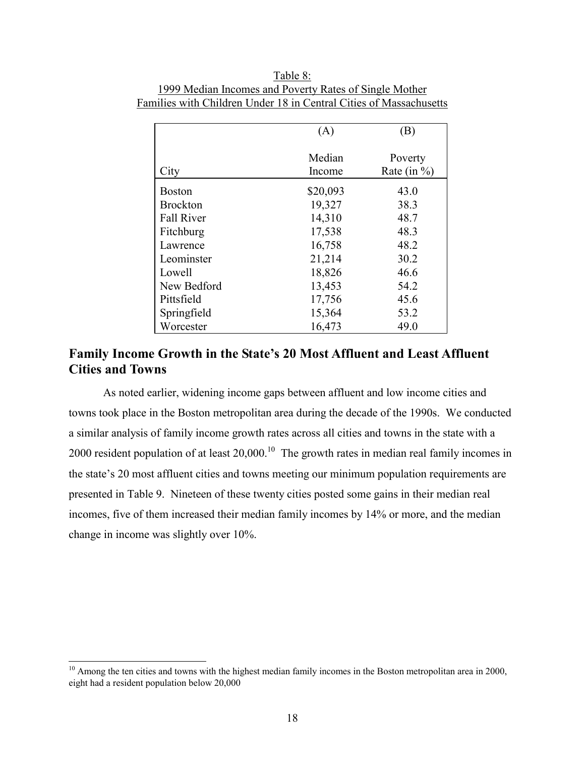Table 8:
1999 Median Incomes and Poverty Rates of Single Mother Families with Children Under 18 in Central Cities of Massachusetts

| City | (A)<br>Median Income | (B)<br>Poverty Rate (in %) |
|---|---|---|
| Boston | $20,093 | 43.0 |
| Brockton | 19,327 | 38.3 |
| Fall River | 14,310 | 48.7 |
| Fitchburg | 17,538 | 48.3 |
| Lawrence | 16,758 | 48.2 |
| Leominster | 21,214 | 30.2 |
| Lowell | 18,826 | 46.6 |
| New Bedford | 13,453 | 54.2 |
| Pittsfield | 17,756 | 45.6 |
| Springfield | 15,364 | 53.2 |
| Worcester | 16,473 | 49.0 |

## Family Income Growth in the State's 20 Most Affluent and Least Affluent Cities and Towns

As noted earlier, widening income gaps between affluent and low income cities and towns took place in the Boston metropolitan area during the decade of the 1990s. We conducted a similar analysis of family income growth rates across all cities and towns in the state with a 2000 resident population of at least 20,000.[10] The growth rates in median real family incomes in the state's 20 most affluent cities and towns meeting our minimum population requirements are presented in Table 9. Nineteen of these twenty cities posted some gains in their median real incomes, five of them increased their median family incomes by 14% or more, and the median change in income was slightly over 10%.

[10] Among the ten cities and towns with the highest median family incomes in the Boston metropolitan area in 2000, eight had a resident population below 20,000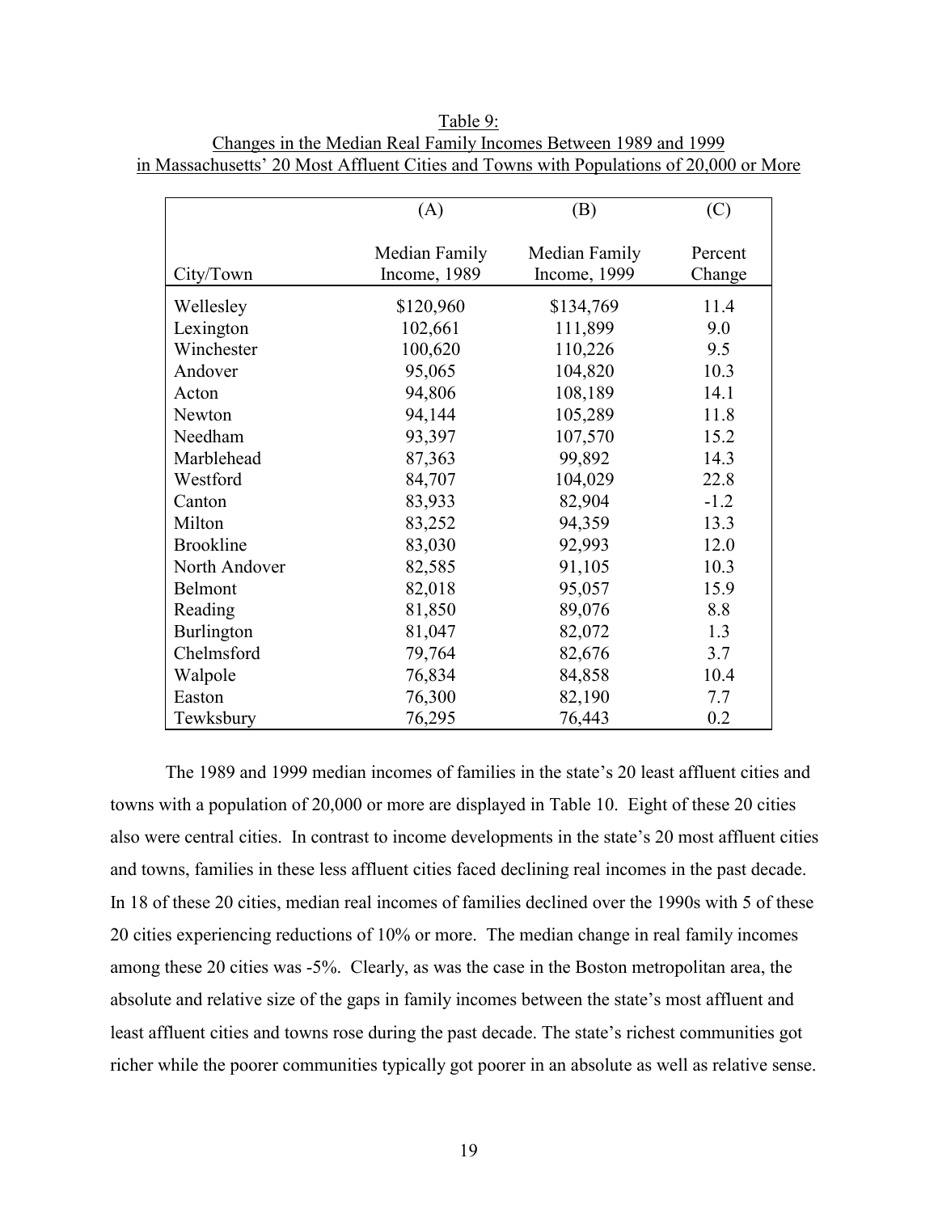Table 9:
Changes in the Median Real Family Incomes Between 1989 and 1999
in Massachusetts' 20 Most Affluent Cities and Towns with Populations of 20,000 or More

| | (A) | (B) | (C) |
|---|---|---|---|
| City/Town | Median Family Income, 1989 | Median Family Income, 1999 | Percent Change |
| Wellesley | $120,960 | $134,769 | 11.4 |
| Lexington | 102,661 | 111,899 | 9.0 |
| Winchester | 100,620 | 110,226 | 9.5 |
| Andover | 95,065 | 104,820 | 10.3 |
| Acton | 94,806 | 108,189 | 14.1 |
| Newton | 94,144 | 105,289 | 11.8 |
| Needham | 93,397 | 107,570 | 15.2 |
| Marblehead | 87,363 | 99,892 | 14.3 |
| Westford | 84,707 | 104,029 | 22.8 |
| Canton | 83,933 | 82,904 | -1.2 |
| Milton | 83,252 | 94,359 | 13.3 |
| Brookline | 83,030 | 92,993 | 12.0 |
| North Andover | 82,585 | 91,105 | 10.3 |
| Belmont | 82,018 | 95,057 | 15.9 |
| Reading | 81,850 | 89,076 | 8.8 |
| Burlington | 81,047 | 82,072 | 1.3 |
| Chelmsford | 79,764 | 82,676 | 3.7 |
| Walpole | 76,834 | 84,858 | 10.4 |
| Easton | 76,300 | 82,190 | 7.7 |
| Tewksbury | 76,295 | 76,443 | 0.2 |

The 1989 and 1999 median incomes of families in the state's 20 least affluent cities and towns with a population of 20,000 or more are displayed in Table 10. Eight of these 20 cities also were central cities. In contrast to income developments in the state's 20 most affluent cities and towns, families in these less affluent cities faced declining real incomes in the past decade. In 18 of these 20 cities, median real incomes of families declined over the 1990s with 5 of these 20 cities experiencing reductions of 10% or more. The median change in real family incomes among these 20 cities was -5%. Clearly, as was the case in the Boston metropolitan area, the absolute and relative size of the gaps in family incomes between the state's most affluent and least affluent cities and towns rose during the past decade. The state's richest communities got richer while the poorer communities typically got poorer in an absolute as well as relative sense.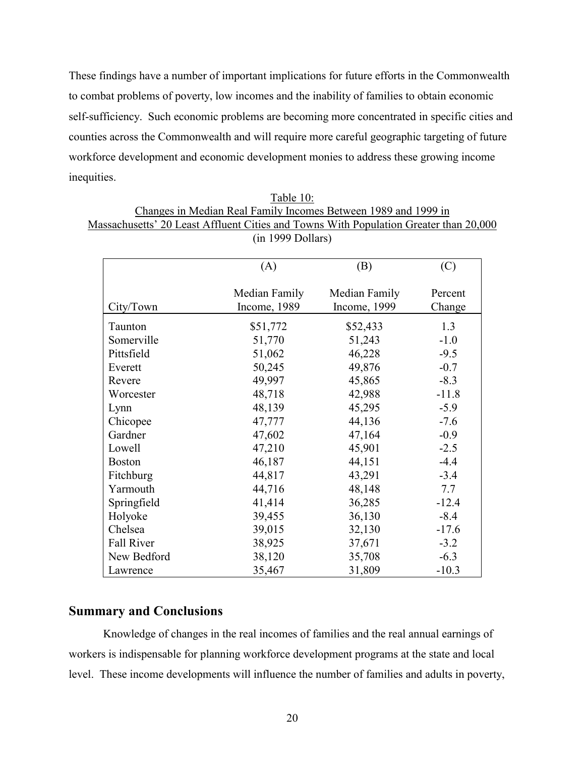These findings have a number of important implications for future efforts in the Commonwealth to combat problems of poverty, low incomes and the inability of families to obtain economic self-sufficiency. Such economic problems are becoming more concentrated in specific cities and counties across the Commonwealth and will require more careful geographic targeting of future workforce development and economic development monies to address these growing income inequities.

Table 10:
Changes in Median Real Family Incomes Between 1989 and 1999 in Massachusetts' 20 Least Affluent Cities and Towns With Population Greater than 20,000
(in 1999 Dollars)

| City/Town | (A) Median Family Income, 1989 | (B) Median Family Income, 1999 | (C) Percent Change |
|---|---|---|---|
| Taunton | $51,772 | $52,433 | 1.3 |
| Somerville | 51,770 | 51,243 | -1.0 |
| Pittsfield | 51,062 | 46,228 | -9.5 |
| Everett | 50,245 | 49,876 | -0.7 |
| Revere | 49,997 | 45,865 | -8.3 |
| Worcester | 48,718 | 42,988 | -11.8 |
| Lynn | 48,139 | 45,295 | -5.9 |
| Chicopee | 47,777 | 44,136 | -7.6 |
| Gardner | 47,602 | 47,164 | -0.9 |
| Lowell | 47,210 | 45,901 | -2.5 |
| Boston | 46,187 | 44,151 | -4.4 |
| Fitchburg | 44,817 | 43,291 | -3.4 |
| Yarmouth | 44,716 | 48,148 | 7.7 |
| Springfield | 41,414 | 36,285 | -12.4 |
| Holyoke | 39,455 | 36,130 | -8.4 |
| Chelsea | 39,015 | 32,130 | -17.6 |
| Fall River | 38,925 | 37,671 | -3.2 |
| New Bedford | 38,120 | 35,708 | -6.3 |
| Lawrence | 35,467 | 31,809 | -10.3 |

## Summary and Conclusions

Knowledge of changes in the real incomes of families and the real annual earnings of workers is indispensable for planning workforce development programs at the state and local level. These income developments will influence the number of families and adults in poverty,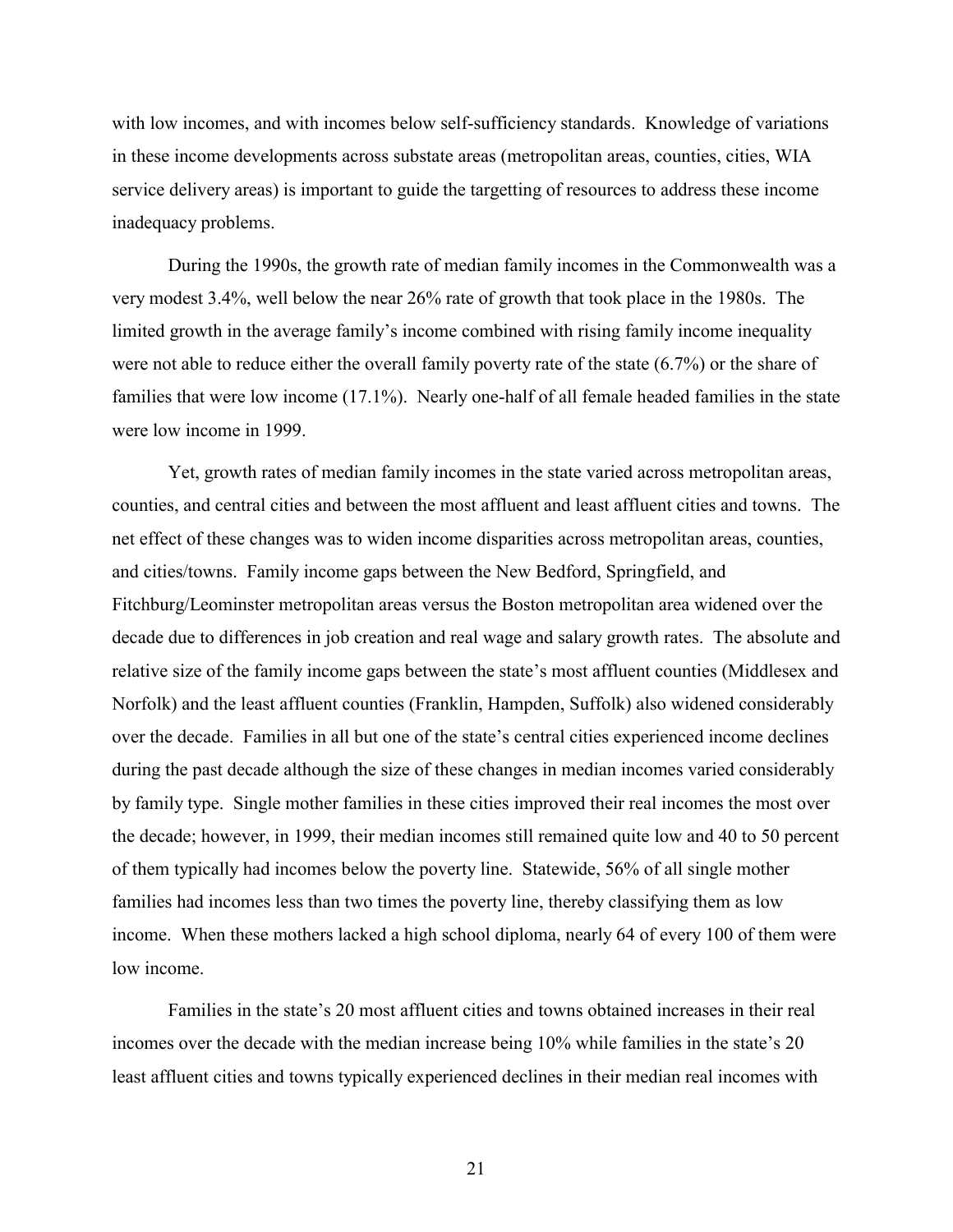with low incomes, and with incomes below self-sufficiency standards. Knowledge of variations in these income developments across substate areas (metropolitan areas, counties, cities, WIA service delivery areas) is important to guide the targetting of resources to address these income inadequacy problems.

During the 1990s, the growth rate of median family incomes in the Commonwealth was a very modest 3.4%, well below the near 26% rate of growth that took place in the 1980s. The limited growth in the average family's income combined with rising family income inequality were not able to reduce either the overall family poverty rate of the state (6.7%) or the share of families that were low income (17.1%). Nearly one-half of all female headed families in the state were low income in 1999.

Yet, growth rates of median family incomes in the state varied across metropolitan areas, counties, and central cities and between the most affluent and least affluent cities and towns. The net effect of these changes was to widen income disparities across metropolitan areas, counties, and cities/towns. Family income gaps between the New Bedford, Springfield, and Fitchburg/Leominster metropolitan areas versus the Boston metropolitan area widened over the decade due to differences in job creation and real wage and salary growth rates. The absolute and relative size of the family income gaps between the state's most affluent counties (Middlesex and Norfolk) and the least affluent counties (Franklin, Hampden, Suffolk) also widened considerably over the decade. Families in all but one of the state's central cities experienced income declines during the past decade although the size of these changes in median incomes varied considerably by family type. Single mother families in these cities improved their real incomes the most over the decade; however, in 1999, their median incomes still remained quite low and 40 to 50 percent of them typically had incomes below the poverty line. Statewide, 56% of all single mother families had incomes less than two times the poverty line, thereby classifying them as low income. When these mothers lacked a high school diploma, nearly 64 of every 100 of them were low income.

Families in the state's 20 most affluent cities and towns obtained increases in their real incomes over the decade with the median increase being 10% while families in the state's 20 least affluent cities and towns typically experienced declines in their median real incomes with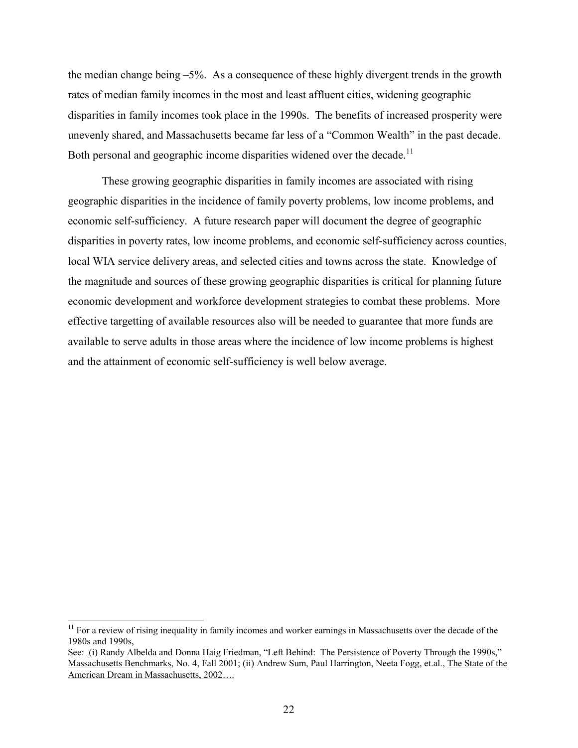the median change being –5%. As a consequence of these highly divergent trends in the growth rates of median family incomes in the most and least affluent cities, widening geographic disparities in family incomes took place in the 1990s. The benefits of increased prosperity were unevenly shared, and Massachusetts became far less of a "Common Wealth" in the past decade. Both personal and geographic income disparities widened over the decade.[11]

These growing geographic disparities in family incomes are associated with rising geographic disparities in the incidence of family poverty problems, low income problems, and economic self-sufficiency. A future research paper will document the degree of geographic disparities in poverty rates, low income problems, and economic self-sufficiency across counties, local WIA service delivery areas, and selected cities and towns across the state. Knowledge of the magnitude and sources of these growing geographic disparities is critical for planning future economic development and workforce development strategies to combat these problems. More effective targetting of available resources also will be needed to guarantee that more funds are available to serve adults in those areas where the incidence of low income problems is highest and the attainment of economic self-sufficiency is well below average.

---

[11] For a review of rising inequality in family incomes and worker earnings in Massachusetts over the decade of the 1980s and 1990s,
<u>See:</u> (i) Randy Albelda and Donna Haig Friedman, "Left Behind: The Persistence of Poverty Through the 1990s," <u>Massachusetts Benchmarks</u>, No. 4, Fall 2001; (ii) Andrew Sum, Paul Harrington, Neeta Fogg, et.al., <u>The State of the American Dream in Massachusetts, 2002….</u>